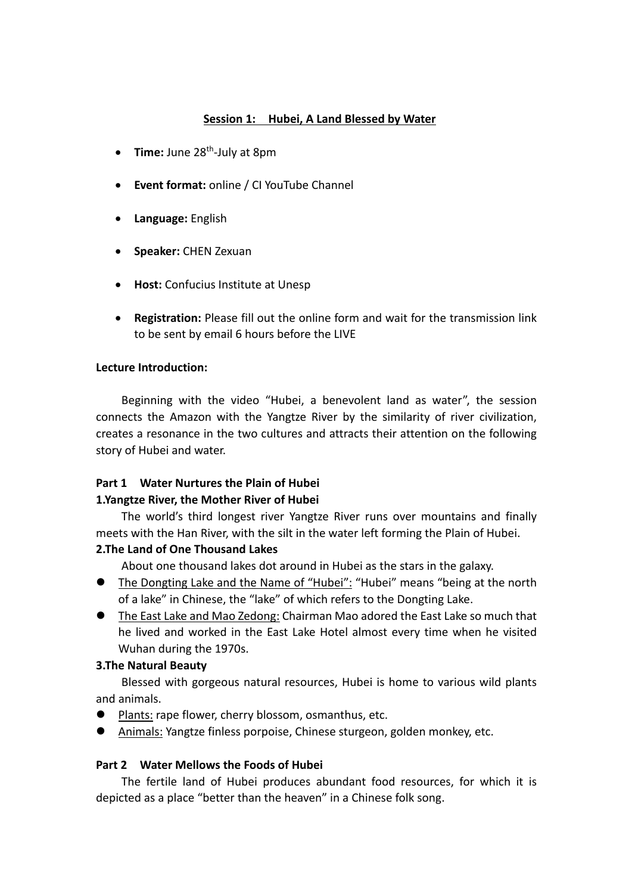## Session 1: Hubei, A Land Blessed by Water

- **Time:** June 28th-July at 8pm
- **Event format:** online / CI YouTube Channel
- **Language:** English
- **Speaker:** CHEN Zexuan
- **Host:** Confucius Institute at Unesp
- **Registration:** Please fill out the online form and wait for the transmission link to be sent by email 6 hours before the LIVE

**Lecture Introduction:**

Beginning with the video "Hubei, a benevolent land as water", the session connects the Amazon with the Yangtze River by the similarity of river civilization, creates a resonance in the two cultures and attracts their attention on the following story of Hubei and water.

**Part 1 Water Nurtures the Plain of Hubei**

**1.Yangtze River, the Mother River of Hubei**

The world's third longest river Yangtze River runs over mountains and finally meets with the Han River, with the silt in the water left forming the Plain of Hubei.

**2.The Land of One Thousand Lakes**

About one thousand lakes dot around in Hubei as the stars in the galaxy.

- The Dongting Lake and the Name of "Hubei": "Hubei" means "being at the north of a lake" in Chinese, the "lake" of which refers to the Dongting Lake.
- The East Lake and Mao Zedong: Chairman Mao adored the East Lake so much that he lived and worked in the East Lake Hotel almost every time when he visited Wuhan during the 1970s.

**3.The Natural Beauty**

Blessed with gorgeous natural resources, Hubei is home to various wild plants and animals.

- Plants: rape flower, cherry blossom, osmanthus, etc.
- Animals: Yangtze finless porpoise, Chinese sturgeon, golden monkey, etc.

**Part 2 Water Mellows the Foods of Hubei**

The fertile land of Hubei produces abundant food resources, for which it is depicted as a place "better than the heaven" in a Chinese folk song.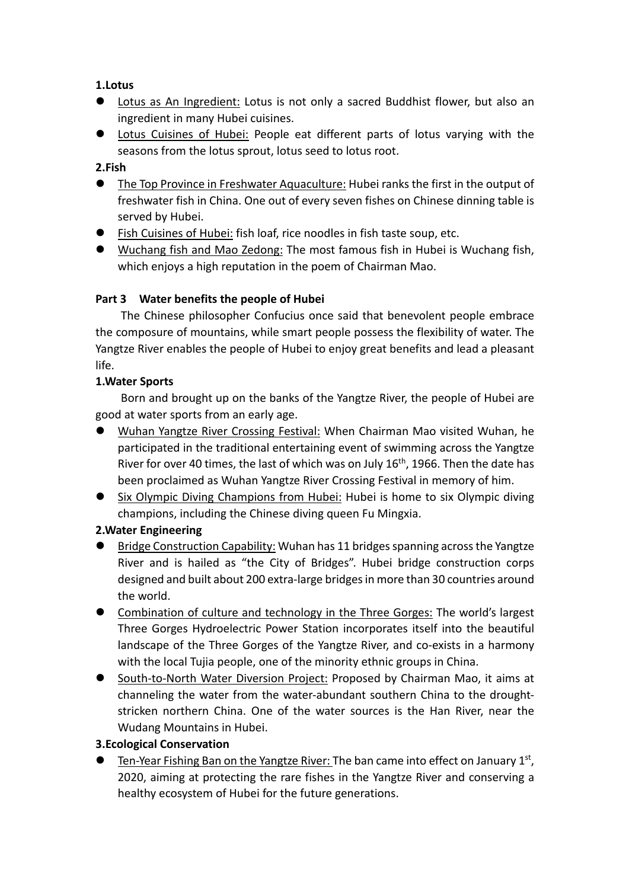**1.Lotus**

- Lotus as An Ingredient: Lotus is not only a sacred Buddhist flower, but also an ingredient in many Hubei cuisines.
- Lotus Cuisines of Hubei: People eat different parts of lotus varying with the seasons from the lotus sprout, lotus seed to lotus root.

**2.Fish**

- The Top Province in Freshwater Aquaculture: Hubei ranks the first in the output of freshwater fish in China. One out of every seven fishes on Chinese dinning table is served by Hubei.
- Fish Cuisines of Hubei: fish loaf, rice noodles in fish taste soup, etc.
- Wuchang fish and Mao Zedong: The most famous fish in Hubei is Wuchang fish, which enjoys a high reputation in the poem of Chairman Mao.

**Part 3 Water benefits the people of Hubei**

The Chinese philosopher Confucius once said that benevolent people embrace the composure of mountains, while smart people possess the flexibility of water. The Yangtze River enables the people of Hubei to enjoy great benefits and lead a pleasant life.

**1.Water Sports**

Born and brought up on the banks of the Yangtze River, the people of Hubei are good at water sports from an early age.

- Wuhan Yangtze River Crossing Festival: When Chairman Mao visited Wuhan, he participated in the traditional entertaining event of swimming across the Yangtze River for over 40 times, the last of which was on July 16th, 1966. Then the date has been proclaimed as Wuhan Yangtze River Crossing Festival in memory of him.
- Six Olympic Diving Champions from Hubei: Hubei is home to six Olympic diving champions, including the Chinese diving queen Fu Mingxia.

**2.Water Engineering**

- Bridge Construction Capability: Wuhan has 11 bridges spanning across the Yangtze River and is hailed as "the City of Bridges". Hubei bridge construction corps designed and built about 200 extra-large bridges in more than 30 countries around the world.
- Combination of culture and technology in the Three Gorges: The world's largest Three Gorges Hydroelectric Power Station incorporates itself into the beautiful landscape of the Three Gorges of the Yangtze River, and co-exists in a harmony with the local Tujia people, one of the minority ethnic groups in China.
- South-to-North Water Diversion Project: Proposed by Chairman Mao, it aims at channeling the water from the water-abundant southern China to the drought-stricken northern China. One of the water sources is the Han River, near the Wudang Mountains in Hubei.

**3.Ecological Conservation**

- Ten-Year Fishing Ban on the Yangtze River: The ban came into effect on January 1st, 2020, aiming at protecting the rare fishes in the Yangtze River and conserving a healthy ecosystem of Hubei for the future generations.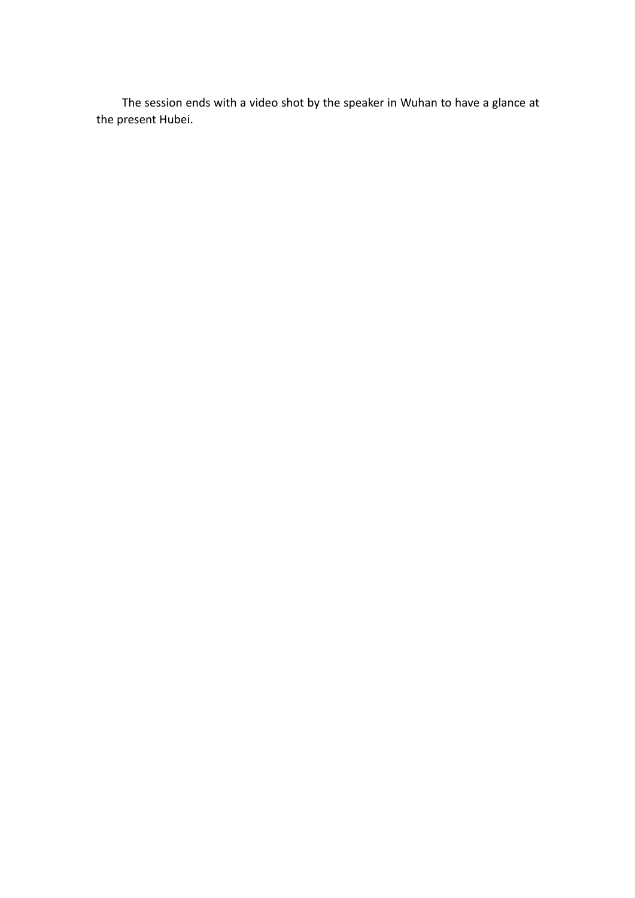The session ends with a video shot by the speaker in Wuhan to have a glance at the present Hubei.